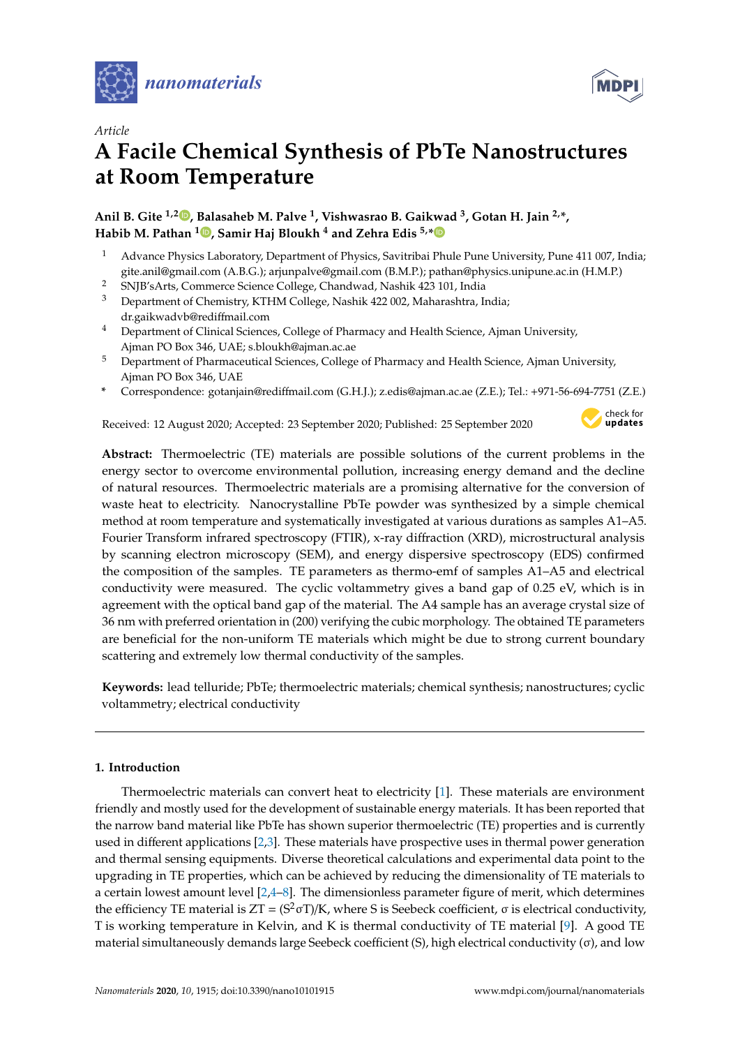*Article*

# A Facile Chemical Synthesis of PbTe Nanostructures at Room Temperature

**Anil B. Gite [1,2], Balasaheb M. Palve [1], Vishwasrao B. Gaikwad [3], Gotan H. Jain [2,*], Habib M. Pathan [1], Samir Haj Bloukh [4] and Zehra Edis [5,*]**

1. Advance Physics Laboratory, Department of Physics, Savitribai Phule Pune University, Pune 411 007, India; gite.anil@gmail.com (A.B.G.); arjunpalve@gmail.com (B.M.P.); pathan@physics.unipune.ac.in (H.M.P.)
2. SNJB'sArts, Commerce Science College, Chandwad, Nashik 423 101, India
3. Department of Chemistry, KTHM College, Nashik 422 002, Maharashtra, India; dr.gaikwadvb@rediffmail.com
4. Department of Clinical Sciences, College of Pharmacy and Health Science, Ajman University, Ajman PO Box 346, UAE; s.bloukh@ajman.ac.ae
5. Department of Pharmaceutical Sciences, College of Pharmacy and Health Science, Ajman University, Ajman PO Box 346, UAE

\* Correspondence: gotanjain@rediffmail.com (G.H.J.); z.edis@ajman.ac.ae (Z.E.); Tel.: +971-56-694-7751 (Z.E.)

Received: 12 August 2020; Accepted: 23 September 2020; Published: 25 September 2020

**Abstract:** Thermoelectric (TE) materials are possible solutions of the current problems in the energy sector to overcome environmental pollution, increasing energy demand and the decline of natural resources. Thermoelectric materials are a promising alternative for the conversion of waste heat to electricity. Nanocrystalline PbTe powder was synthesized by a simple chemical method at room temperature and systematically investigated at various durations as samples A1–A5. Fourier Transform infrared spectroscopy (FTIR), x-ray diffraction (XRD), microstructural analysis by scanning electron microscopy (SEM), and energy dispersive spectroscopy (EDS) confirmed the composition of the samples. TE parameters as thermo-emf of samples A1–A5 and electrical conductivity were measured. The cyclic voltammetry gives a band gap of 0.25 eV, which is in agreement with the optical band gap of the material. The A4 sample has an average crystal size of 36 nm with preferred orientation in (200) verifying the cubic morphology. The obtained TE parameters are beneficial for the non-uniform TE materials which might be due to strong current boundary scattering and extremely low thermal conductivity of the samples.

**Keywords:** lead telluride; PbTe; thermoelectric materials; chemical synthesis; nanostructures; cyclic voltammetry; electrical conductivity

## 1. Introduction

Thermoelectric materials can convert heat to electricity [1]. These materials are environment friendly and mostly used for the development of sustainable energy materials. It has been reported that the narrow band material like PbTe has shown superior thermoelectric (TE) properties and is currently used in different applications [2,3]. These materials have prospective uses in thermal power generation and thermal sensing equipments. Diverse theoretical calculations and experimental data point to the upgrading in TE properties, which can be achieved by reducing the dimensionality of TE materials to a certain lowest amount level [2,4–8]. The dimensionless parameter figure of merit, which determines the efficiency TE material is $ZT = (S^2\sigma T)/K$, where S is Seebeck coefficient, $\sigma$ is electrical conductivity, T is working temperature in Kelvin, and K is thermal conductivity of TE material [9]. A good TE material simultaneously demands large Seebeck coefficient (S), high electrical conductivity ($\sigma$), and low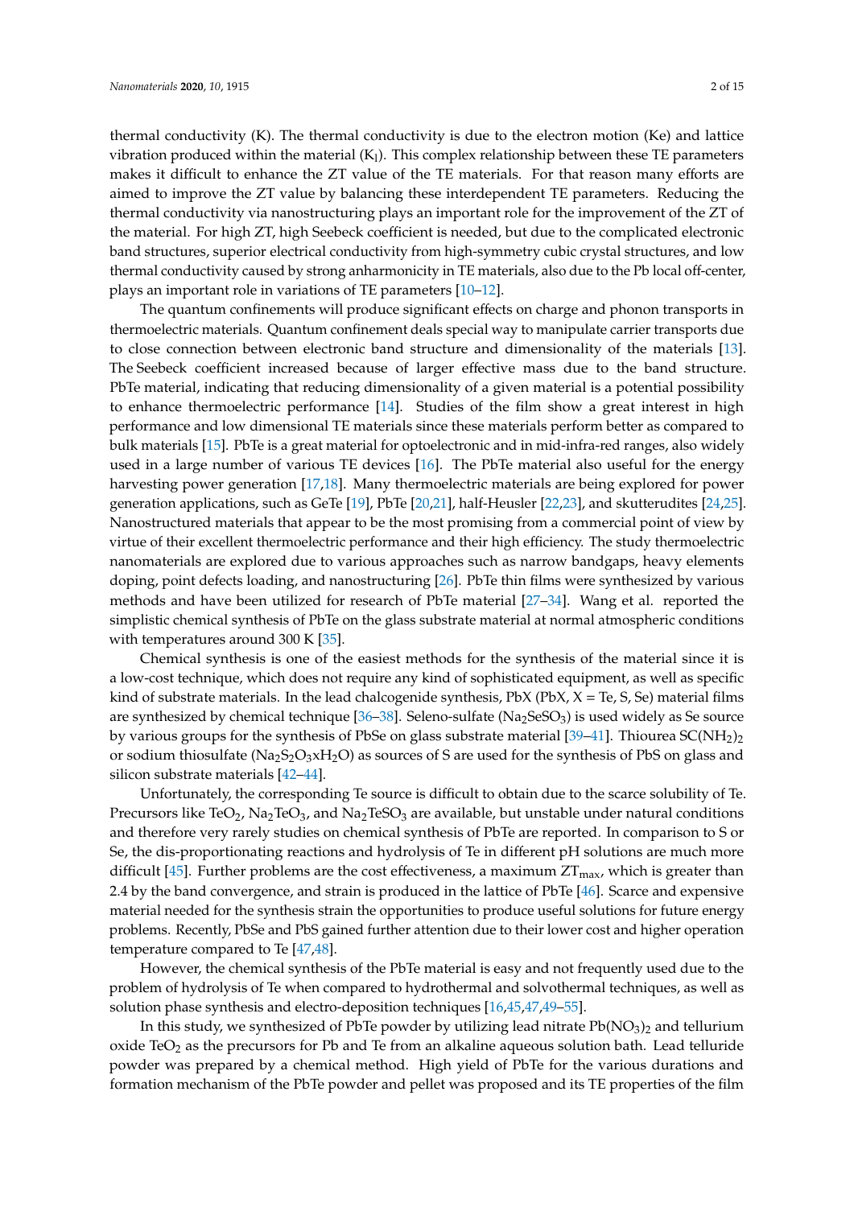thermal conductivity (K). The thermal conductivity is due to the electron motion (Ke) and lattice vibration produced within the material ($K_l$). This complex relationship between these TE parameters makes it difficult to enhance the ZT value of the TE materials. For that reason many efforts are aimed to improve the ZT value by balancing these interdependent TE parameters. Reducing the thermal conductivity via nanostructuring plays an important role for the improvement of the ZT of the material. For high ZT, high Seebeck coefficient is needed, but due to the complicated electronic band structures, superior electrical conductivity from high-symmetry cubic crystal structures, and low thermal conductivity caused by strong anharmonicity in TE materials, also due to the Pb local off-center, plays an important role in variations of TE parameters [10–12].

The quantum confinements will produce significant effects on charge and phonon transports in thermoelectric materials. Quantum confinement deals special way to manipulate carrier transports due to close connection between electronic band structure and dimensionality of the materials [13]. The Seebeck coefficient increased because of larger effective mass due to the band structure. PbTe material, indicating that reducing dimensionality of a given material is a potential possibility to enhance thermoelectric performance [14]. Studies of the film show a great interest in high performance and low dimensional TE materials since these materials perform better as compared to bulk materials [15]. PbTe is a great material for optoelectronic and in mid-infra-red ranges, also widely used in a large number of various TE devices [16]. The PbTe material also useful for the energy harvesting power generation [17,18]. Many thermoelectric materials are being explored for power generation applications, such as GeTe [19], PbTe [20,21], half-Heusler [22,23], and skutterudites [24,25]. Nanostructured materials that appear to be the most promising from a commercial point of view by virtue of their excellent thermoelectric performance and their high efficiency. The study thermoelectric nanomaterials are explored due to various approaches such as narrow bandgaps, heavy elements doping, point defects loading, and nanostructuring [26]. PbTe thin films were synthesized by various methods and have been utilized for research of PbTe material [27–34]. Wang et al. reported the simplistic chemical synthesis of PbTe on the glass substrate material at normal atmospheric conditions with temperatures around 300 K [35].

Chemical synthesis is one of the easiest methods for the synthesis of the material since it is a low-cost technique, which does not require any kind of sophisticated equipment, as well as specific kind of substrate materials. In the lead chalcogenide synthesis, PbX (PbX, X = Te, S, Se) material films are synthesized by chemical technique [36–38]. Seleno-sulfate ($Na_2SeSO_3$) is used widely as Se source by various groups for the synthesis of PbSe on glass substrate material [39–41]. Thiourea $SC(NH_2)_2$ or sodium thiosulfate ($Na_2S_2O_3xH_2O$) as sources of S are used for the synthesis of PbS on glass and silicon substrate materials [42–44].

Unfortunately, the corresponding Te source is difficult to obtain due to the scarce solubility of Te. Precursors like $TeO_2$, $Na_2TeO_3$, and $Na_2TeSO_3$ are available, but unstable under natural conditions and therefore very rarely studies on chemical synthesis of PbTe are reported. In comparison to S or Se, the dis-proportionating reactions and hydrolysis of Te in different pH solutions are much more difficult [45]. Further problems are the cost effectiveness, a maximum $ZT_{max}$, which is greater than 2.4 by the band convergence, and strain is produced in the lattice of PbTe [46]. Scarce and expensive material needed for the synthesis strain the opportunities to produce useful solutions for future energy problems. Recently, PbSe and PbS gained further attention due to their lower cost and higher operation temperature compared to Te [47,48].

However, the chemical synthesis of the PbTe material is easy and not frequently used due to the problem of hydrolysis of Te when compared to hydrothermal and solvothermal techniques, as well as solution phase synthesis and electro-deposition techniques [16,45,47,49–55].

In this study, we synthesized of PbTe powder by utilizing lead nitrate $Pb(NO_3)_2$ and tellurium oxide $TeO_2$ as the precursors for Pb and Te from an alkaline aqueous solution bath. Lead telluride powder was prepared by a chemical method. High yield of PbTe for the various durations and formation mechanism of the PbTe powder and pellet was proposed and its TE properties of the film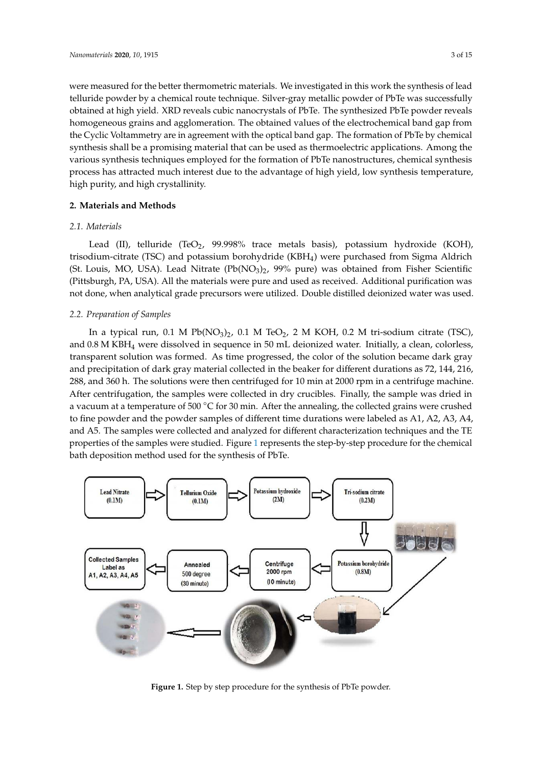were measured for the better thermometric materials. We investigated in this work the synthesis of lead telluride powder by a chemical route technique. Silver-gray metallic powder of PbTe was successfully obtained at high yield. XRD reveals cubic nanocrystals of PbTe. The synthesized PbTe powder reveals homogeneous grains and agglomeration. The obtained values of the electrochemical band gap from the Cyclic Voltammetry are in agreement with the optical band gap. The formation of PbTe by chemical synthesis shall be a promising material that can be used as thermoelectric applications. Among the various synthesis techniques employed for the formation of PbTe nanostructures, chemical synthesis process has attracted much interest due to the advantage of high yield, low synthesis temperature, high purity, and high crystallinity.

## 2. Materials and Methods

### 2.1. Materials

Lead (II), telluride ($TeO_2$, 99.998% trace metals basis), potassium hydroxide (KOH), trisodium-citrate (TSC) and potassium borohydride ($KBH_4$) were purchased from Sigma Aldrich (St. Louis, MO, USA). Lead Nitrate ($Pb(NO_3)_2$, 99% pure) was obtained from Fisher Scientific (Pittsburgh, PA, USA). All the materials were pure and used as received. Additional purification was not done, when analytical grade precursors were utilized. Double distilled deionized water was used.

### 2.2. Preparation of Samples

In a typical run, 0.1 M $Pb(NO_3)_2$, 0.1 M $TeO_2$, 2 M KOH, 0.2 M tri-sodium citrate (TSC), and 0.8 M $KBH_4$ were dissolved in sequence in 50 mL deionized water. Initially, a clean, colorless, transparent solution was formed. As time progressed, the color of the solution became dark gray and precipitation of dark gray material collected in the beaker for different durations as 72, 144, 216, 288, and 360 h. The solutions were then centrifuged for 10 min at 2000 rpm in a centrifuge machine. After centrifugation, the samples were collected in dry crucibles. Finally, the sample was dried in a vacuum at a temperature of 500 °C for 30 min. After the annealing, the collected grains were crushed to fine powder and the powder samples of different time durations were labeled as A1, A2, A3, A4, and A5. The samples were collected and analyzed for different characterization techniques and the TE properties of the samples were studied. Figure 1 represents the step-by-step procedure for the chemical bath deposition method used for the synthesis of PbTe.

**Figure 1.** Step by step procedure for the synthesis of PbTe powder.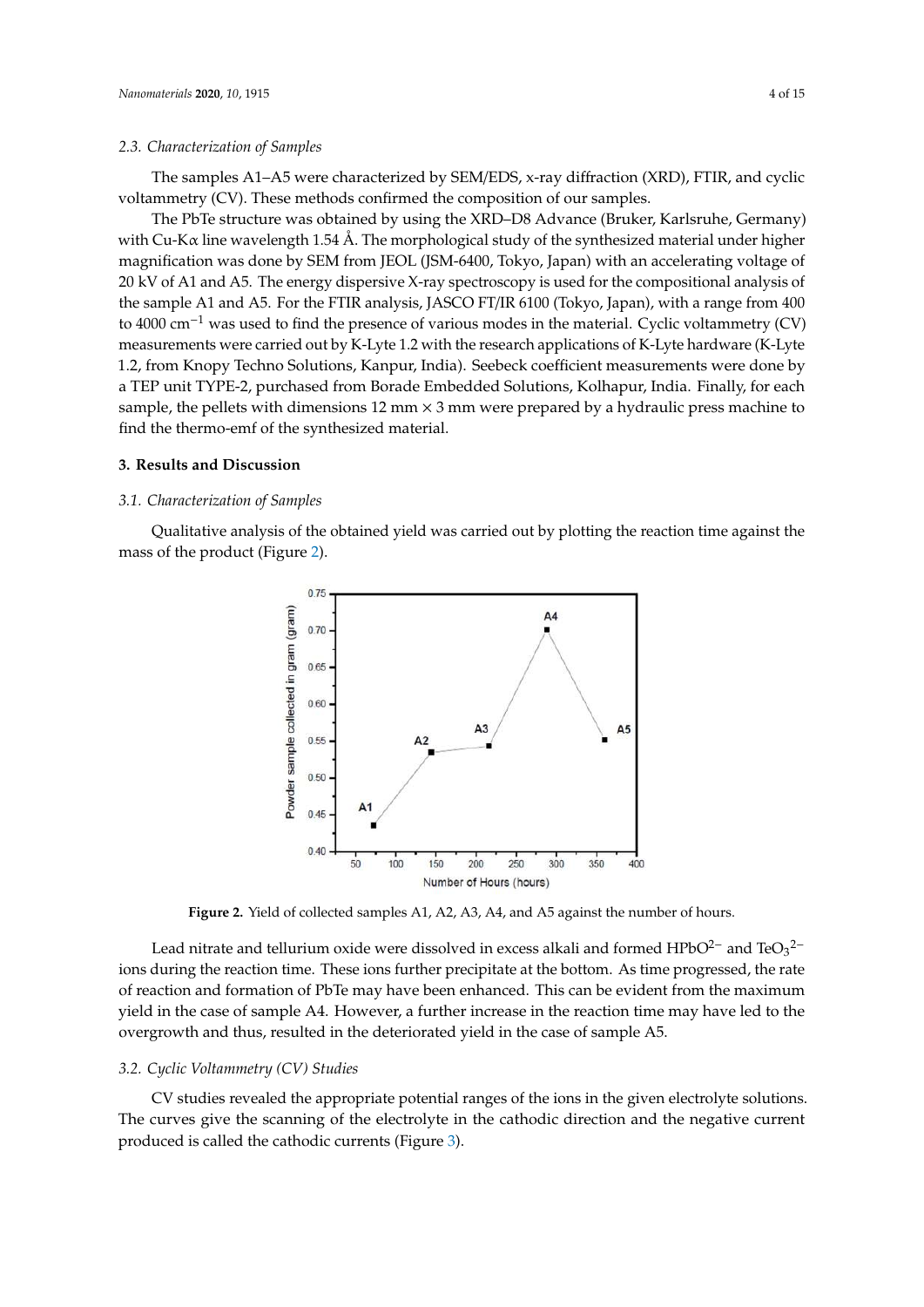### 2.3. Characterization of Samples

The samples A1–A5 were characterized by SEM/EDS, x-ray diffraction (XRD), FTIR, and cyclic voltammetry (CV). These methods confirmed the composition of our samples.

The PbTe structure was obtained by using the XRD–D8 Advance (Bruker, Karlsruhe, Germany) with Cu-K$\alpha$ line wavelength 1.54 Å. The morphological study of the synthesized material under higher magnification was done by SEM from JEOL (JSM-6400, Tokyo, Japan) with an accelerating voltage of 20 kV of A1 and A5. The energy dispersive X-ray spectroscopy is used for the compositional analysis of the sample A1 and A5. For the FTIR analysis, JASCO FT/IR 6100 (Tokyo, Japan), with a range from 400 to 4000 $cm^{-1}$ was used to find the presence of various modes in the material. Cyclic voltammetry (CV) measurements were carried out by K-Lyte 1.2 with the research applications of K-Lyte hardware (K-Lyte 1.2, from Knopy Techno Solutions, Kanpur, India). Seebeck coefficient measurements were done by a TEP unit TYPE-2, purchased from Borade Embedded Solutions, Kolhapur, India. Finally, for each sample, the pellets with dimensions 12 mm × 3 mm were prepared by a hydraulic press machine to find the thermo-emf of the synthesized material.

## 3. Results and Discussion

### 3.1. Characterization of Samples

Qualitative analysis of the obtained yield was carried out by plotting the reaction time against the mass of the product (Figure 2).

**Figure 2.** Yield of collected samples A1, A2, A3, A4, and A5 against the number of hours.

Lead nitrate and tellurium oxide were dissolved in excess alkali and formed $HPbO^{2-}$ and $TeO_3{}^{2-}$ ions during the reaction time. These ions further precipitate at the bottom. As time progressed, the rate of reaction and formation of PbTe may have been enhanced. This can be evident from the maximum yield in the case of sample A4. However, a further increase in the reaction time may have led to the overgrowth and thus, resulted in the deteriorated yield in the case of sample A5.

### 3.2. Cyclic Voltammetry (CV) Studies

CV studies revealed the appropriate potential ranges of the ions in the given electrolyte solutions. The curves give the scanning of the electrolyte in the cathodic direction and the negative current produced is called the cathodic currents (Figure 3).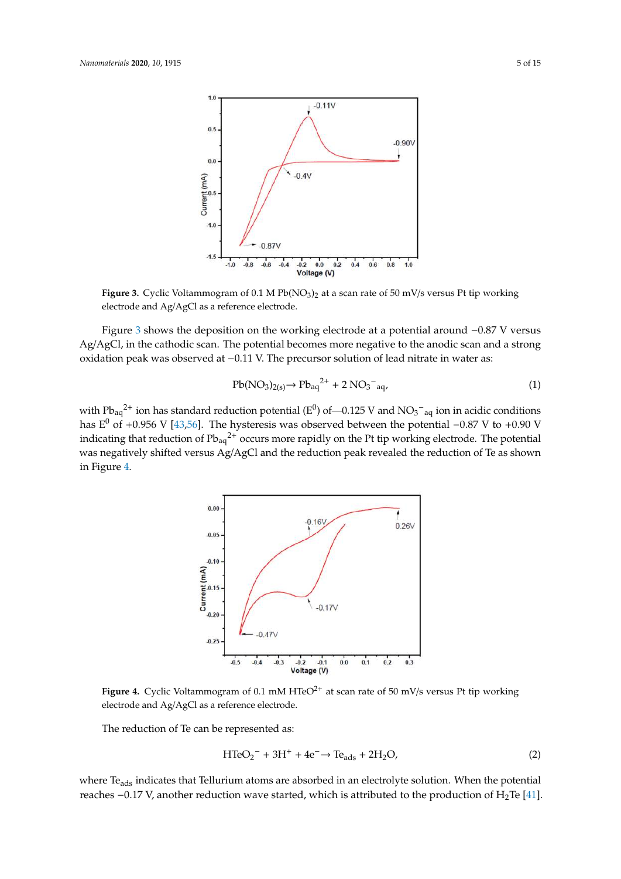**Figure 3.** Cyclic Voltammogram of 0.1 M $Pb(NO_3)_2$ at a scan rate of 50 mV/s versus Pt tip working electrode and Ag/AgCl as a reference electrode.

Figure 3 shows the deposition on the working electrode at a potential around −0.87 V versus Ag/AgCl, in the cathodic scan. The potential becomes more negative to the anodic scan and a strong oxidation peak was observed at −0.11 V. The precursor solution of lead nitrate in water as:

$$Pb(NO_3)_{2(s)} \rightarrow Pb_{aq}^{2+} + 2\,NO_3{}^{-}{}_{aq}, \tag{1}$$

with $Pb_{aq}^{2+}$ ion has standard reduction potential ($E^0$) of—0.125 V and $NO_3{}^{-}{}_{aq}$ ion in acidic conditions has $E^0$ of +0.956 V [43,56]. The hysteresis was observed between the potential −0.87 V to +0.90 V indicating that reduction of $Pb_{aq}^{2+}$ occurs more rapidly on the Pt tip working electrode. The potential was negatively shifted versus Ag/AgCl and the reduction peak revealed the reduction of Te as shown in Figure 4.

**Figure 4.** Cyclic Voltammogram of 0.1 mM $HTeO^{2+}$ at scan rate of 50 mV/s versus Pt tip working electrode and Ag/AgCl as a reference electrode.

The reduction of Te can be represented as:

$$HTeO_2{}^{-} + 3H^{+} + 4e^{-} \rightarrow Te_{ads} + 2H_2O, \tag{2}$$

where $Te_{ads}$ indicates that Tellurium atoms are absorbed in an electrolyte solution. When the potential reaches −0.17 V, another reduction wave started, which is attributed to the production of $H_2Te$ [41].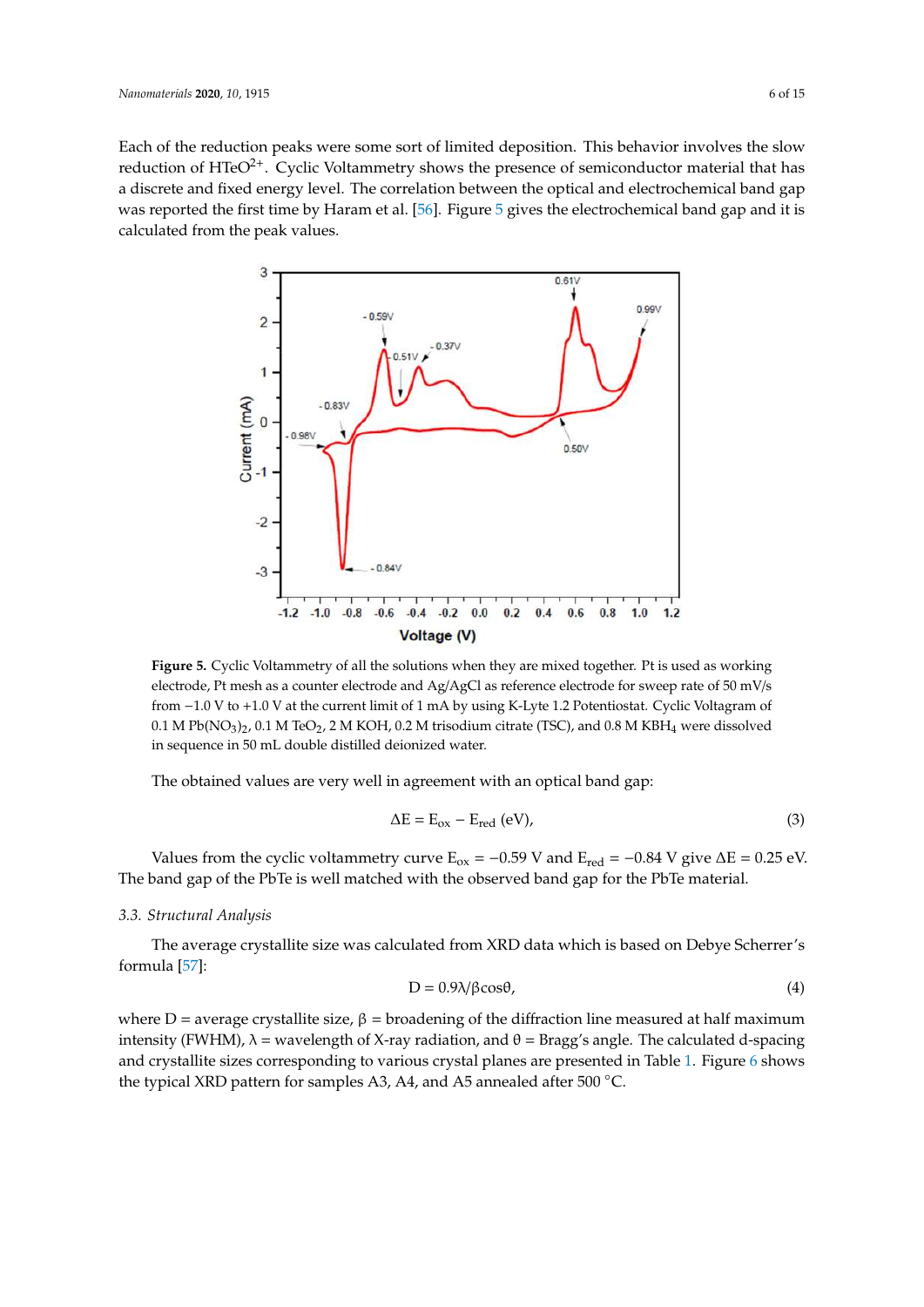Each of the reduction peaks were some sort of limited deposition. This behavior involves the slow reduction of $HTeO^{2+}$. Cyclic Voltammetry shows the presence of semiconductor material that has a discrete and fixed energy level. The correlation between the optical and electrochemical band gap was reported the first time by Haram et al. [56]. Figure 5 gives the electrochemical band gap and it is calculated from the peak values.

**Figure 5.** Cyclic Voltammetry of all the solutions when they are mixed together. Pt is used as working electrode, Pt mesh as a counter electrode and Ag/AgCl as reference electrode for sweep rate of 50 mV/s from −1.0 V to +1.0 V at the current limit of 1 mA by using K-Lyte 1.2 Potentiostat. Cyclic Voltagram of 0.1 M $Pb(NO_3)_2$, 0.1 M $TeO_2$, 2 M KOH, 0.2 M trisodium citrate (TSC), and 0.8 M $KBH_4$ were dissolved in sequence in 50 mL double distilled deionized water.

The obtained values are very well in agreement with an optical band gap:

$$\Delta E = E_{ox} - E_{red} \text{ (eV)}, \tag{3}$$

Values from the cyclic voltammetry curve $E_{ox} = -0.59$ V and $E_{red} = -0.84$ V give $\Delta E = 0.25$ eV. The band gap of the PbTe is well matched with the observed band gap for the PbTe material.

### 3.3. Structural Analysis

The average crystallite size was calculated from XRD data which is based on Debye Scherrer's formula [57]:

$$D = 0.9\lambda/\beta\cos\theta, \tag{4}$$

where D = average crystallite size, β = broadening of the diffraction line measured at half maximum intensity (FWHM), λ = wavelength of X-ray radiation, and θ = Bragg's angle. The calculated d-spacing and crystallite sizes corresponding to various crystal planes are presented in Table 1. Figure 6 shows the typical XRD pattern for samples A3, A4, and A5 annealed after 500 °C.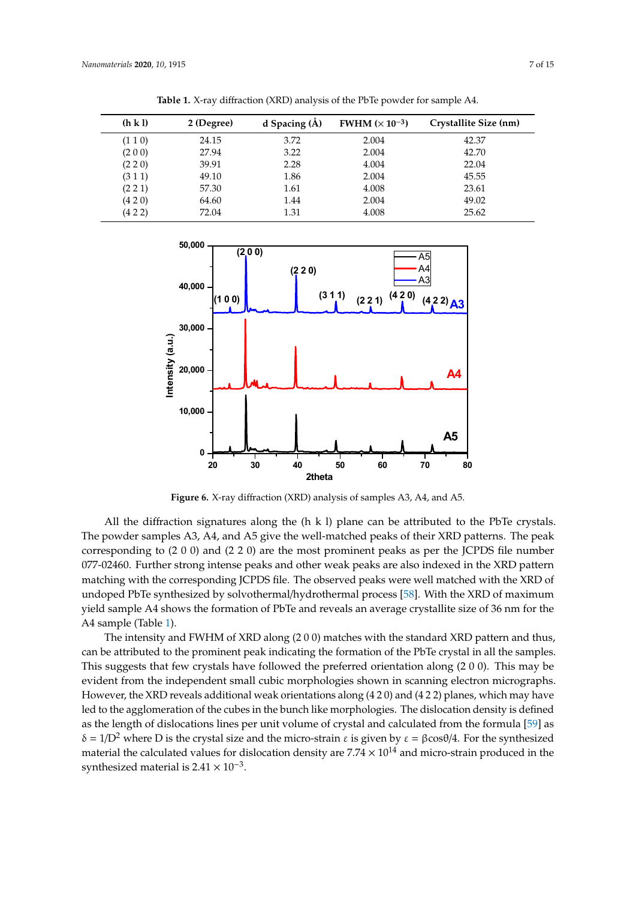**Table 1.** X-ray diffraction (XRD) analysis of the PbTe powder for sample A4.

| (h k l) | 2 (Degree) | d Spacing (Å) | FWHM ($\times 10^{-3}$) | Crystallite Size (nm) |
|---|---|---|---|---|
| (1 1 0) | 24.15 | 3.72 | 2.004 | 42.37 |
| (2 0 0) | 27.94 | 3.22 | 2.004 | 42.70 |
| (2 2 0) | 39.91 | 2.28 | 4.004 | 22.04 |
| (3 1 1) | 49.10 | 1.86 | 2.004 | 45.55 |
| (2 2 1) | 57.30 | 1.61 | 4.008 | 23.61 |
| (4 2 0) | 64.60 | 1.44 | 2.004 | 49.02 |
| (4 2 2) | 72.04 | 1.31 | 4.008 | 25.62 |

**Figure 6.** X-ray diffraction (XRD) analysis of samples A3, A4, and A5.

All the diffraction signatures along the (h k l) plane can be attributed to the PbTe crystals. The powder samples A3, A4, and A5 give the well-matched peaks of their XRD patterns. The peak corresponding to (2 0 0) and (2 2 0) are the most prominent peaks as per the JCPDS file number 077-02460. Further strong intense peaks and other weak peaks are also indexed in the XRD pattern matching with the corresponding JCPDS file. The observed peaks were well matched with the XRD of undoped PbTe synthesized by solvothermal/hydrothermal process [58]. With the XRD of maximum yield sample A4 shows the formation of PbTe and reveals an average crystallite size of 36 nm for the A4 sample (Table 1).

The intensity and FWHM of XRD along (2 0 0) matches with the standard XRD pattern and thus, can be attributed to the prominent peak indicating the formation of the PbTe crystal in all the samples. This suggests that few crystals have followed the preferred orientation along (2 0 0). This may be evident from the independent small cubic morphologies shown in scanning electron micrographs. However, the XRD reveals additional weak orientations along (4 2 0) and (4 2 2) planes, which may have led to the agglomeration of the cubes in the bunch like morphologies. The dislocation density is defined as the length of dislocations lines per unit volume of crystal and calculated from the formula [59] as $\delta = 1/D^2$ where D is the crystal size and the micro-strain $\varepsilon$ is given by $\varepsilon = \beta\cos\theta/4$. For the synthesized material the calculated values for dislocation density are $7.74 \times 10^{14}$ and micro-strain produced in the synthesized material is $2.41 \times 10^{-3}$.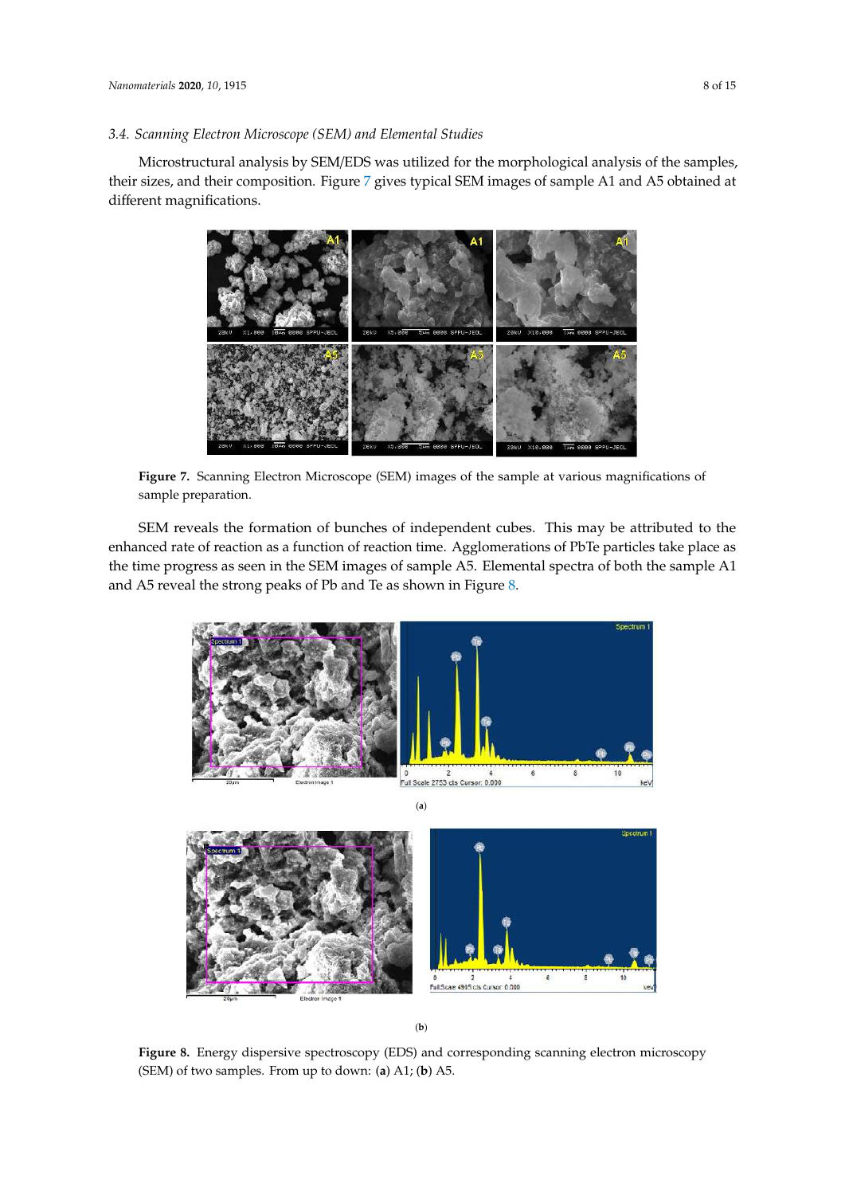### 3.4. Scanning Electron Microscope (SEM) and Elemental Studies

Microstructural analysis by SEM/EDS was utilized for the morphological analysis of the samples, their sizes, and their composition. Figure 7 gives typical SEM images of sample A1 and A5 obtained at different magnifications.

**Figure 7.** Scanning Electron Microscope (SEM) images of the sample at various magnifications of sample preparation.

SEM reveals the formation of bunches of independent cubes. This may be attributed to the enhanced rate of reaction as a function of reaction time. Agglomerations of PbTe particles take place as the time progress as seen in the SEM images of sample A5. Elemental spectra of both the sample A1 and A5 reveal the strong peaks of Pb and Te as shown in Figure 8.

(**a**)

(**b**)

**Figure 8.** Energy dispersive spectroscopy (EDS) and corresponding scanning electron microscopy (SEM) of two samples. From up to down: (**a**) A1; (**b**) A5.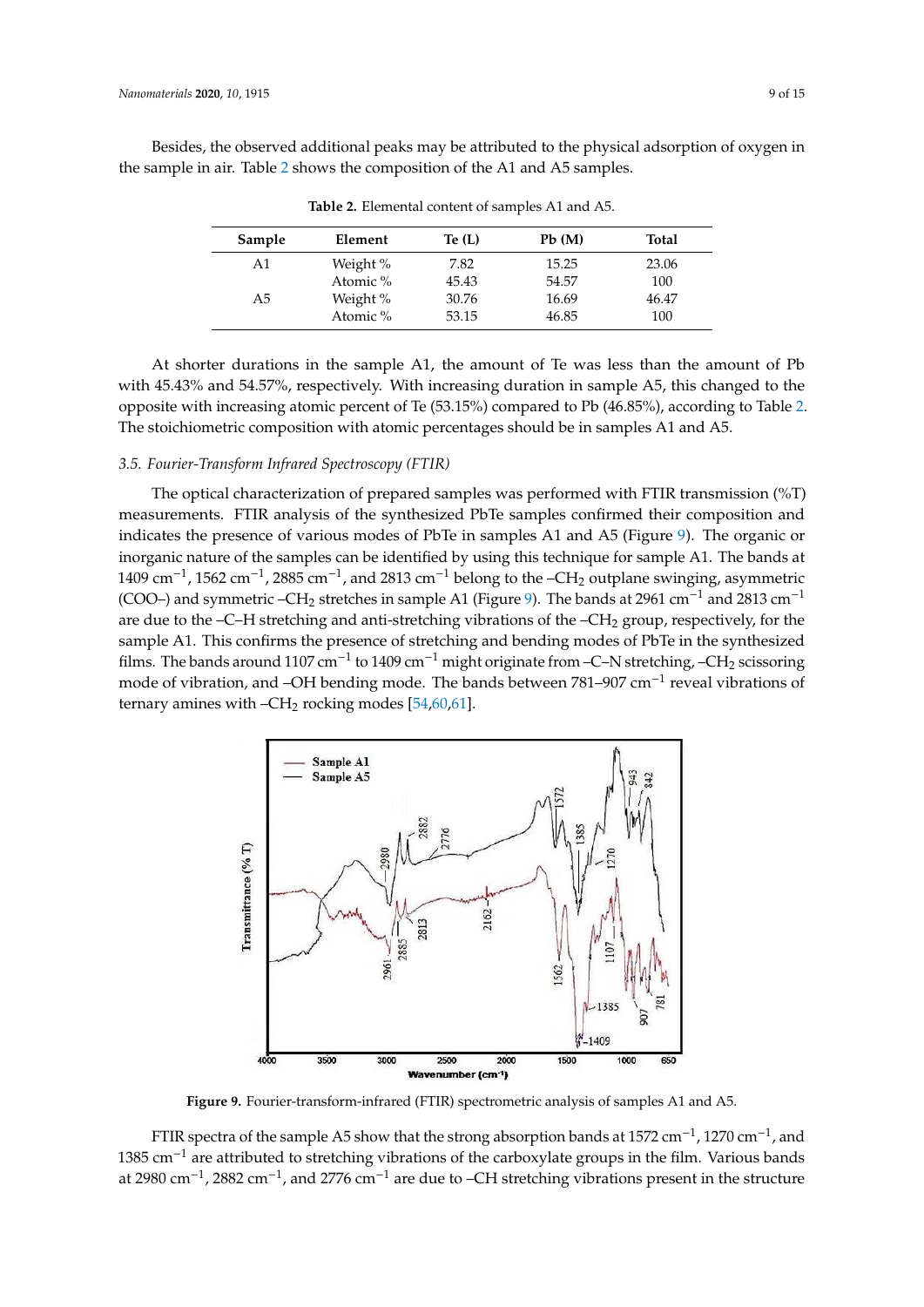Besides, the observed additional peaks may be attributed to the physical adsorption of oxygen in the sample in air. Table 2 shows the composition of the A1 and A5 samples.

**Table 2.** Elemental content of samples A1 and A5.

| Sample | Element | Te (L) | Pb (M) | Total |
|---|---|---|---|---|
| A1 | Weight % | 7.82 | 15.25 | 23.06 |
| | Atomic % | 45.43 | 54.57 | 100 |
| A5 | Weight % | 30.76 | 16.69 | 46.47 |
| | Atomic % | 53.15 | 46.85 | 100 |

At shorter durations in the sample A1, the amount of Te was less than the amount of Pb with 45.43% and 54.57%, respectively. With increasing duration in sample A5, this changed to the opposite with increasing atomic percent of Te (53.15%) compared to Pb (46.85%), according to Table 2. The stoichiometric composition with atomic percentages should be in samples A1 and A5.

### 3.5. Fourier-Transform Infrared Spectroscopy (FTIR)

The optical characterization of prepared samples was performed with FTIR transmission (%T) measurements. FTIR analysis of the synthesized PbTe samples confirmed their composition and indicates the presence of various modes of PbTe in samples A1 and A5 (Figure 9). The organic or inorganic nature of the samples can be identified by using this technique for sample A1. The bands at 1409 $cm^{-1}$, 1562 $cm^{-1}$, 2885 $cm^{-1}$, and 2813 $cm^{-1}$ belong to the $–CH_2$ outplane swinging, asymmetric (COO–) and symmetric $–CH_2$ stretches in sample A1 (Figure 9). The bands at 2961 $cm^{-1}$ and 2813 $cm^{-1}$ are due to the –C–H stretching and anti-stretching vibrations of the $–CH_2$ group, respectively, for the sample A1. This confirms the presence of stretching and bending modes of PbTe in the synthesized films. The bands around 1107 $cm^{-1}$ to 1409 $cm^{-1}$ might originate from –C–N stretching, $–CH_2$ scissoring mode of vibration, and –OH bending mode. The bands between 781–907 $cm^{-1}$ reveal vibrations of ternary amines with $–CH_2$ rocking modes [54,60,61].

**Figure 9.** Fourier-transform-infrared (FTIR) spectrometric analysis of samples A1 and A5.

FTIR spectra of the sample A5 show that the strong absorption bands at 1572 $cm^{-1}$, 1270 $cm^{-1}$, and 1385 $cm^{-1}$ are attributed to stretching vibrations of the carboxylate groups in the film. Various bands at 2980 $cm^{-1}$, 2882 $cm^{-1}$, and 2776 $cm^{-1}$ are due to –CH stretching vibrations present in the structure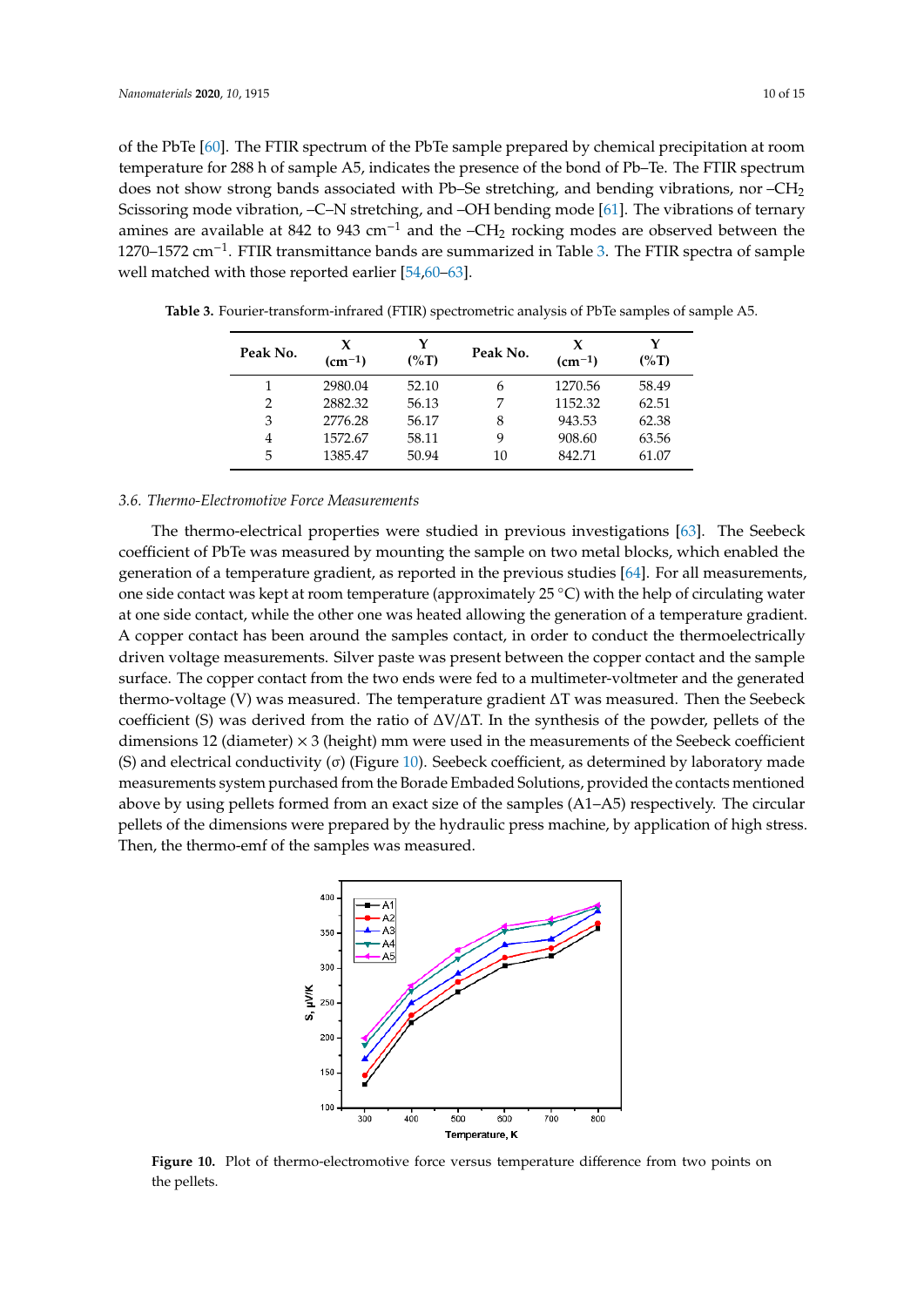of the PbTe [60]. The FTIR spectrum of the PbTe sample prepared by chemical precipitation at room temperature for 288 h of sample A5, indicates the presence of the bond of Pb–Te. The FTIR spectrum does not show strong bands associated with Pb–Se stretching, and bending vibrations, nor $–CH_2$ Scissoring mode vibration, –C–N stretching, and –OH bending mode [61]. The vibrations of ternary amines are available at 842 to 943 $cm^{-1}$ and the $–CH_2$ rocking modes are observed between the 1270–1572 $cm^{-1}$. FTIR transmittance bands are summarized in Table 3. The FTIR spectra of sample well matched with those reported earlier [54,60–63].

**Table 3.** Fourier-transform-infrared (FTIR) spectrometric analysis of PbTe samples of sample A5.

| Peak No. | X ($cm^{-1}$) | Y (%T) | Peak No. | X ($cm^{-1}$) | Y (%T) |
|---|---|---|---|---|---|
| 1 | 2980.04 | 52.10 | 6 | 1270.56 | 58.49 |
| 2 | 2882.32 | 56.13 | 7 | 1152.32 | 62.51 |
| 3 | 2776.28 | 56.17 | 8 | 943.53 | 62.38 |
| 4 | 1572.67 | 58.11 | 9 | 908.60 | 63.56 |
| 5 | 1385.47 | 50.94 | 10 | 842.71 | 61.07 |

### 3.6. Thermo-Electromotive Force Measurements

The thermo-electrical properties were studied in previous investigations [63]. The Seebeck coefficient of PbTe was measured by mounting the sample on two metal blocks, which enabled the generation of a temperature gradient, as reported in the previous studies [64]. For all measurements, one side contact was kept at room temperature (approximately 25 °C) with the help of circulating water at one side contact, while the other one was heated allowing the generation of a temperature gradient. A copper contact has been around the samples contact, in order to conduct the thermoelectrically driven voltage measurements. Silver paste was present between the copper contact and the sample surface. The copper contact from the two ends were fed to a multimeter-voltmeter and the generated thermo-voltage (V) was measured. The temperature gradient $\Delta T$ was measured. Then the Seebeck coefficient (S) was derived from the ratio of $\Delta V/\Delta T$. In the synthesis of the powder, pellets of the dimensions 12 (diameter) × 3 (height) mm were used in the measurements of the Seebeck coefficient (S) and electrical conductivity ($\sigma$) (Figure 10). Seebeck coefficient, as determined by laboratory made measurements system purchased from the Borade Embaded Solutions, provided the contacts mentioned above by using pellets formed from an exact size of the samples (A1–A5) respectively. The circular pellets of the dimensions were prepared by the hydraulic press machine, by application of high stress. Then, the thermo-emf of the samples was measured.

**Figure 10.** Plot of thermo-electromotive force versus temperature difference from two points on the pellets.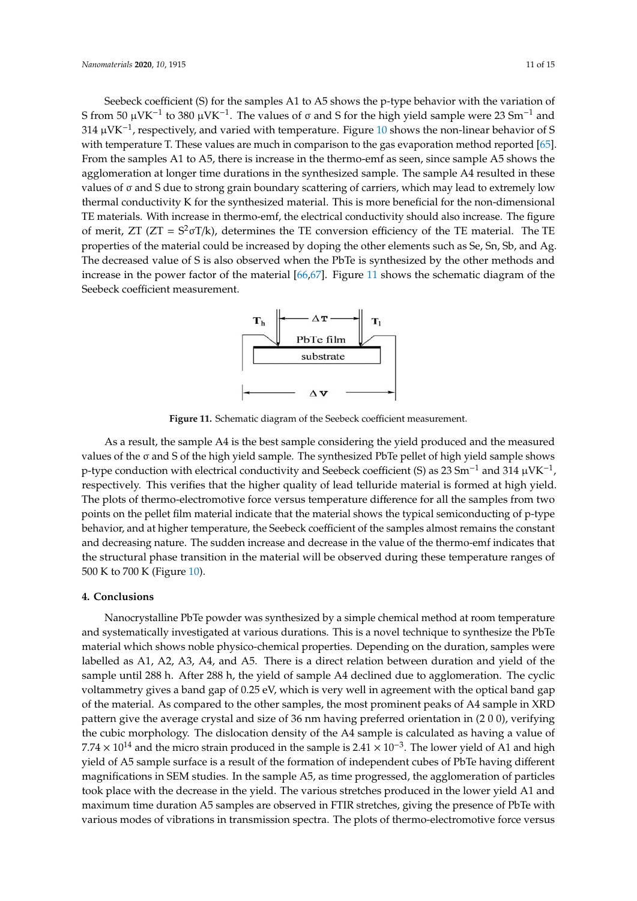Seebeck coefficient (S) for the samples A1 to A5 shows the p-type behavior with the variation of S from 50 $\mu VK^{-1}$ to 380 $\mu VK^{-1}$. The values of σ and S for the high yield sample were 23 $Sm^{-1}$ and 314 $\mu VK^{-1}$, respectively, and varied with temperature. Figure 10 shows the non-linear behavior of S with temperature T. These values are much in comparison to the gas evaporation method reported [65]. From the samples A1 to A5, there is increase in the thermo-emf as seen, since sample A5 shows the agglomeration at longer time durations in the synthesized sample. The sample A4 resulted in these values of σ and S due to strong grain boundary scattering of carriers, which may lead to extremely low thermal conductivity K for the synthesized material. This is more beneficial for the non-dimensional TE materials. With increase in thermo-emf, the electrical conductivity should also increase. The figure of merit, ZT ($ZT = S^2\sigma T/k$), determines the TE conversion efficiency of the TE material. The TE properties of the material could be increased by doping the other elements such as Se, Sn, Sb, and Ag. The decreased value of S is also observed when the PbTe is synthesized by the other methods and increase in the power factor of the material [66,67]. Figure 11 shows the schematic diagram of the Seebeck coefficient measurement.

Figure 11. Schematic diagram of the Seebeck coefficient measurement.

As a result, the sample A4 is the best sample considering the yield produced and the measured values of the σ and S of the high yield sample. The synthesized PbTe pellet of high yield sample shows p-type conduction with electrical conductivity and Seebeck coefficient (S) as 23 $Sm^{-1}$ and 314 $\mu VK^{-1}$, respectively. This verifies that the higher quality of lead telluride material is formed at high yield. The plots of thermo-electromotive force versus temperature difference for all the samples from two points on the pellet film material indicate that the material shows the typical semiconducting of p-type behavior, and at higher temperature, the Seebeck coefficient of the samples almost remains the constant and decreasing nature. The sudden increase and decrease in the value of the thermo-emf indicates that the structural phase transition in the material will be observed during these temperature ranges of 500 K to 700 K (Figure 10).

## 4. Conclusions

Nanocrystalline PbTe powder was synthesized by a simple chemical method at room temperature and systematically investigated at various durations. This is a novel technique to synthesize the PbTe material which shows noble physico-chemical properties. Depending on the duration, samples were labelled as A1, A2, A3, A4, and A5. There is a direct relation between duration and yield of the sample until 288 h. After 288 h, the yield of sample A4 declined due to agglomeration. The cyclic voltammetry gives a band gap of 0.25 eV, which is very well in agreement with the optical band gap of the material. As compared to the other samples, the most prominent peaks of A4 sample in XRD pattern give the average crystal and size of 36 nm having preferred orientation in (2 0 0), verifying the cubic morphology. The dislocation density of the A4 sample is calculated as having a value of $7.74 \times 10^{14}$ and the micro strain produced in the sample is $2.41 \times 10^{-3}$. The lower yield of A1 and high yield of A5 sample surface is a result of the formation of independent cubes of PbTe having different magnifications in SEM studies. In the sample A5, as time progressed, the agglomeration of particles took place with the decrease in the yield. The various stretches produced in the lower yield A1 and maximum time duration A5 samples are observed in FTIR stretches, giving the presence of PbTe with various modes of vibrations in transmission spectra. The plots of thermo-electromotive force versus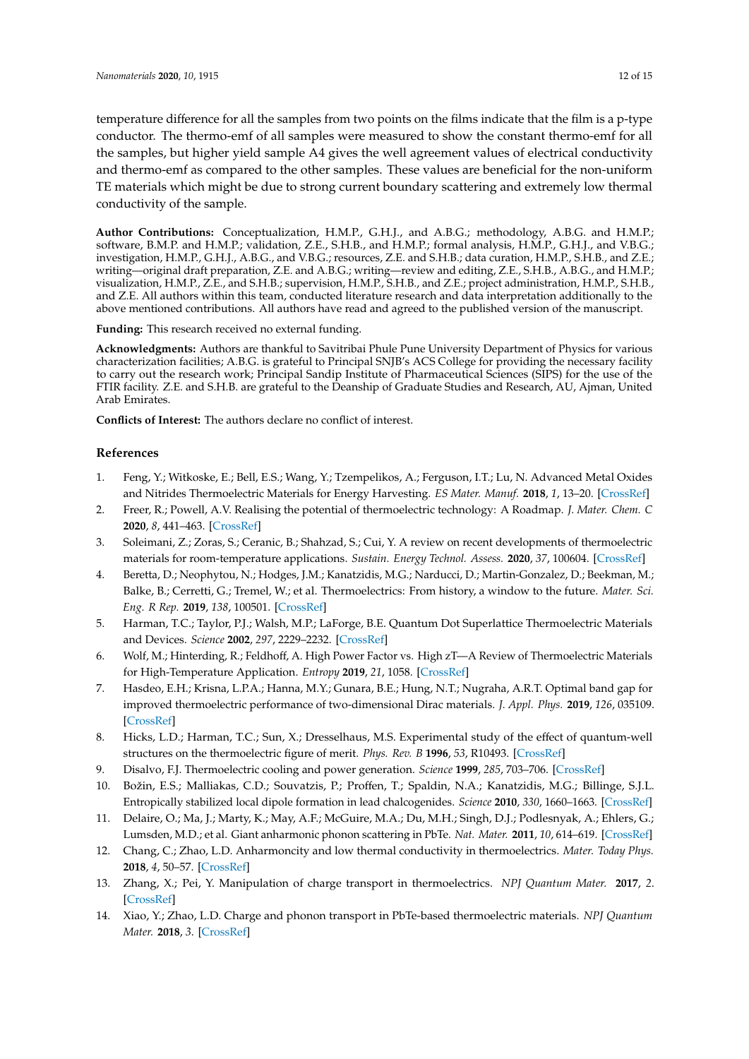temperature difference for all the samples from two points on the films indicate that the film is a p-type conductor. The thermo-emf of all samples were measured to show the constant thermo-emf for all the samples, but higher yield sample A4 gives the well agreement values of electrical conductivity and thermo-emf as compared to the other samples. These values are beneficial for the non-uniform TE materials which might be due to strong current boundary scattering and extremely low thermal conductivity of the sample.

**Author Contributions:** Conceptualization, H.M.P., G.H.J., and A.B.G.; methodology, A.B.G. and H.M.P.; software, B.M.P. and H.M.P.; validation, Z.E., S.H.B., and H.M.P.; formal analysis, H.M.P., G.H.J., and V.B.G.; investigation, H.M.P., G.H.J., A.B.G., and V.B.G.; resources, Z.E. and S.H.B.; data curation, H.M.P., S.H.B., and Z.E.; writing—original draft preparation, Z.E. and A.B.G.; writing—review and editing, Z.E., S.H.B., A.B.G., and H.M.P.; visualization, H.M.P., Z.E., and S.H.B.; supervision, H.M.P., S.H.B., and Z.E.; project administration, H.M.P., S.H.B., and Z.E. All authors within this team, conducted literature research and data interpretation additionally to the above mentioned contributions. All authors have read and agreed to the published version of the manuscript.

**Funding:** This research received no external funding.

**Acknowledgments:** Authors are thankful to Savitribai Phule Pune University Department of Physics for various characterization facilities; A.B.G. is grateful to Principal SNJB's ACS College for providing the necessary facility to carry out the research work; Principal Sandip Institute of Pharmaceutical Sciences (SIPS) for the use of the FTIR facility. Z.E. and S.H.B. are grateful to the Deanship of Graduate Studies and Research, AU, Ajman, United Arab Emirates.

**Conflicts of Interest:** The authors declare no conflict of interest.

## References

1. Feng, Y.; Witkoske, E.; Bell, E.S.; Wang, Y.; Tzempelikos, A.; Ferguson, I.T.; Lu, N. Advanced Metal Oxides and Nitrides Thermoelectric Materials for Energy Harvesting. *ES Mater. Manuf.* **2018**, *1*, 13–20. [CrossRef]
2. Freer, R.; Powell, A.V. Realising the potential of thermoelectric technology: A Roadmap. *J. Mater. Chem. C* **2020**, *8*, 441–463. [CrossRef]
3. Soleimani, Z.; Zoras, S.; Ceranic, B.; Shahzad, S.; Cui, Y. A review on recent developments of thermoelectric materials for room-temperature applications. *Sustain. Energy Technol. Assess.* **2020**, *37*, 100604. [CrossRef]
4. Beretta, D.; Neophytou, N.; Hodges, J.M.; Kanatzidis, M.G.; Narducci, D.; Martin-Gonzalez, D.; Beekman, M.; Balke, B.; Cerretti, G.; Tremel, W.; et al. Thermoelectrics: From history, a window to the future. *Mater. Sci. Eng. R Rep.* **2019**, *138*, 100501. [CrossRef]
5. Harman, T.C.; Taylor, P.J.; Walsh, M.P.; LaForge, B.E. Quantum Dot Superlattice Thermoelectric Materials and Devices. *Science* **2002**, *297*, 2229–2232. [CrossRef]
6. Wolf, M.; Hinterding, R.; Feldhoff, A. High Power Factor vs. High zT—A Review of Thermoelectric Materials for High-Temperature Application. *Entropy* **2019**, *21*, 1058. [CrossRef]
7. Hasdeo, E.H.; Krisna, L.P.A.; Hanna, M.Y.; Gunara, B.E.; Hung, N.T.; Nugraha, A.R.T. Optimal band gap for improved thermoelectric performance of two-dimensional Dirac materials. *J. Appl. Phys.* **2019**, *126*, 035109. [CrossRef]
8. Hicks, L.D.; Harman, T.C.; Sun, X.; Dresselhaus, M.S. Experimental study of the effect of quantum-well structures on the thermoelectric figure of merit. *Phys. Rev. B* **1996**, *53*, R10493. [CrossRef]
9. Disalvo, F.J. Thermoelectric cooling and power generation. *Science* **1999**, *285*, 703–706. [CrossRef]
10. Božin, E.S.; Malliakas, C.D.; Souvatzis, P.; Proffen, T.; Spaldin, N.A.; Kanatzidis, M.G.; Billinge, S.J.L. Entropically stabilized local dipole formation in lead chalcogenides. *Science* **2010**, *330*, 1660–1663. [CrossRef]
11. Delaire, O.; Ma, J.; Marty, K.; May, A.F.; McGuire, M.A.; Du, M.H.; Singh, D.J.; Podlesnyak, A.; Ehlers, G.; Lumsden, M.D.; et al. Giant anharmonic phonon scattering in PbTe. *Nat. Mater.* **2011**, *10*, 614–619. [CrossRef]
12. Chang, C.; Zhao, L.D. Anharmoncity and low thermal conductivity in thermoelectrics. *Mater. Today Phys.* **2018**, *4*, 50–57. [CrossRef]
13. Zhang, X.; Pei, Y. Manipulation of charge transport in thermoelectrics. *NPJ Quantum Mater.* **2017**, *2*. [CrossRef]
14. Xiao, Y.; Zhao, L.D. Charge and phonon transport in PbTe-based thermoelectric materials. *NPJ Quantum Mater.* **2018**, *3*. [CrossRef]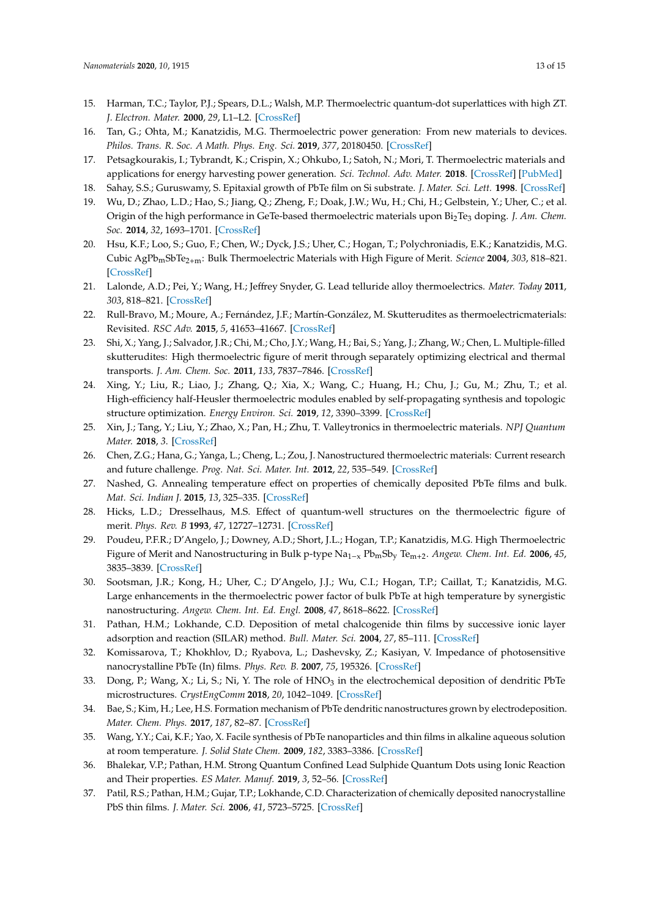15. Harman, T.C.; Taylor, P.J.; Spears, D.L.; Walsh, M.P. Thermoelectric quantum-dot superlattices with high ZT. *J. Electron. Mater.* **2000**, *29*, L1–L2. [CrossRef]
16. Tan, G.; Ohta, M.; Kanatzidis, M.G. Thermoelectric power generation: From new materials to devices. *Philos. Trans. R. Soc. A Math. Phys. Eng. Sci.* **2019**, *377*, 20180450. [CrossRef]
17. Petsagkourakis, I.; Tybrandt, K.; Crispin, X.; Ohkubo, I.; Satoh, N.; Mori, T. Thermoelectric materials and applications for energy harvesting power generation. *Sci. Technol. Adv. Mater.* **2018**. [CrossRef] [PubMed]
18. Sahay, S.S.; Guruswamy, S. Epitaxial growth of PbTe film on Si substrate. *J. Mater. Sci. Lett.* **1998**. [CrossRef]
19. Wu, D.; Zhao, L.D.; Hao, S.; Jiang, Q.; Zheng, F.; Doak, J.W.; Wu, H.; Chi, H.; Gelbstein, Y.; Uher, C.; et al. Origin of the high performance in GeTe-based thermoelectric materials upon $Bi_2Te_3$ doping. *J. Am. Chem. Soc.* **2014**, *32*, 1693–1701. [CrossRef]
20. Hsu, K.F.; Loo, S.; Guo, F.; Chen, W.; Dyck, J.S.; Uher, C.; Hogan, T.; Polychroniadis, E.K.; Kanatzidis, M.G. Cubic $AgPb_mSbTe_{2+m}$: Bulk Thermoelectric Materials with High Figure of Merit. *Science* **2004**, *303*, 818–821. [CrossRef]
21. Lalonde, A.D.; Pei, Y.; Wang, H.; Jeffrey Snyder, G. Lead telluride alloy thermoelectrics. *Mater. Today* **2011**, *303*, 818–821. [CrossRef]
22. Rull-Bravo, M.; Moure, A.; Fernández, J.F.; Martín-González, M. Skutterudites as thermoelectricmaterials: Revisited. *RSC Adv.* **2015**, *5*, 41653–41667. [CrossRef]
23. Shi, X.; Yang, J.; Salvador, J.R.; Chi, M.; Cho, J.Y.; Wang, H.; Bai, S.; Yang, J.; Zhang, W.; Chen, L. Multiple-filled skutterudites: High thermoelectric figure of merit through separately optimizing electrical and thermal transports. *J. Am. Chem. Soc.* **2011**, *133*, 7837–7846. [CrossRef]
24. Xing, Y.; Liu, R.; Liao, J.; Zhang, Q.; Xia, X.; Wang, C.; Huang, H.; Chu, J.; Gu, M.; Zhu, T.; et al. High-efficiency half-Heusler thermoelectric modules enabled by self-propagating synthesis and topologic structure optimization. *Energy Environ. Sci.* **2019**, *12*, 3390–3399. [CrossRef]
25. Xin, J.; Tang, Y.; Liu, Y.; Zhao, X.; Pan, H.; Zhu, T. Valleytronics in thermoelectric materials. *NPJ Quantum Mater.* **2018**, *3*. [CrossRef]
26. Chen, Z.G.; Hana, G.; Yanga, L.; Cheng, L.; Zou, J. Nanostructured thermoelectric materials: Current research and future challenge. *Prog. Nat. Sci. Mater. Int.* **2012**, *22*, 535–549. [CrossRef]
27. Nashed, G. Annealing temperature effect on properties of chemically deposited PbTe films and bulk. *Mat. Sci. Indian J.* **2015**, *13*, 325–335. [CrossRef]
28. Hicks, L.D.; Dresselhaus, M.S. Effect of quantum-well structures on the thermoelectric figure of merit. *Phys. Rev. B* **1993**, *47*, 12727–12731. [CrossRef]
29. Poudeu, P.F.R.; D'Angelo, J.; Downey, A.D.; Short, J.L.; Hogan, T.P.; Kanatzidis, M.G. High Thermoelectric Figure of Merit and Nanostructuring in Bulk p-type $Na_{1-x}$ $Pb_mSb_y$ $Te_{m+2}$. *Angew. Chem. Int. Ed.* **2006**, *45*, 3835–3839. [CrossRef]
30. Sootsman, J.R.; Kong, H.; Uher, C.; D'Angelo, J.J.; Wu, C.I.; Hogan, T.P.; Caillat, T.; Kanatzidis, M.G. Large enhancements in the thermoelectric power factor of bulk PbTe at high temperature by synergistic nanostructuring. *Angew. Chem. Int. Ed. Engl.* **2008**, *47*, 8618–8622. [CrossRef]
31. Pathan, H.M.; Lokhande, C.D. Deposition of metal chalcogenide thin films by successive ionic layer adsorption and reaction (SILAR) method. *Bull. Mater. Sci.* **2004**, *27*, 85–111. [CrossRef]
32. Komissarova, T.; Khokhlov, D.; Ryabova, L.; Dashevsky, Z.; Kasiyan, V. Impedance of photosensitive nanocrystalline PbTe (In) films. *Phys. Rev. B.* **2007**, *75*, 195326. [CrossRef]
33. Dong, P.; Wang, X.; Li, S.; Ni, Y. The role of $HNO_3$ in the electrochemical deposition of dendritic PbTe microstructures. *CrystEngComm* **2018**, *20*, 1042–1049. [CrossRef]
34. Bae, S.; Kim, H.; Lee, H.S. Formation mechanism of PbTe dendritic nanostructures grown by electrodeposition. *Mater. Chem. Phys.* **2017**, *187*, 82–87. [CrossRef]
35. Wang, Y.Y.; Cai, K.F.; Yao, X. Facile synthesis of PbTe nanoparticles and thin films in alkaline aqueous solution at room temperature. *J. Solid State Chem.* **2009**, *182*, 3383–3386. [CrossRef]
36. Bhalekar, V.P.; Pathan, H.M. Strong Quantum Confined Lead Sulphide Quantum Dots using Ionic Reaction and Their properties. *ES Mater. Manuf.* **2019**, *3*, 52–56. [CrossRef]
37. Patil, R.S.; Pathan, H.M.; Gujar, T.P.; Lokhande, C.D. Characterization of chemically deposited nanocrystalline PbS thin films. *J. Mater. Sci.* **2006**, *41*, 5723–5725. [CrossRef]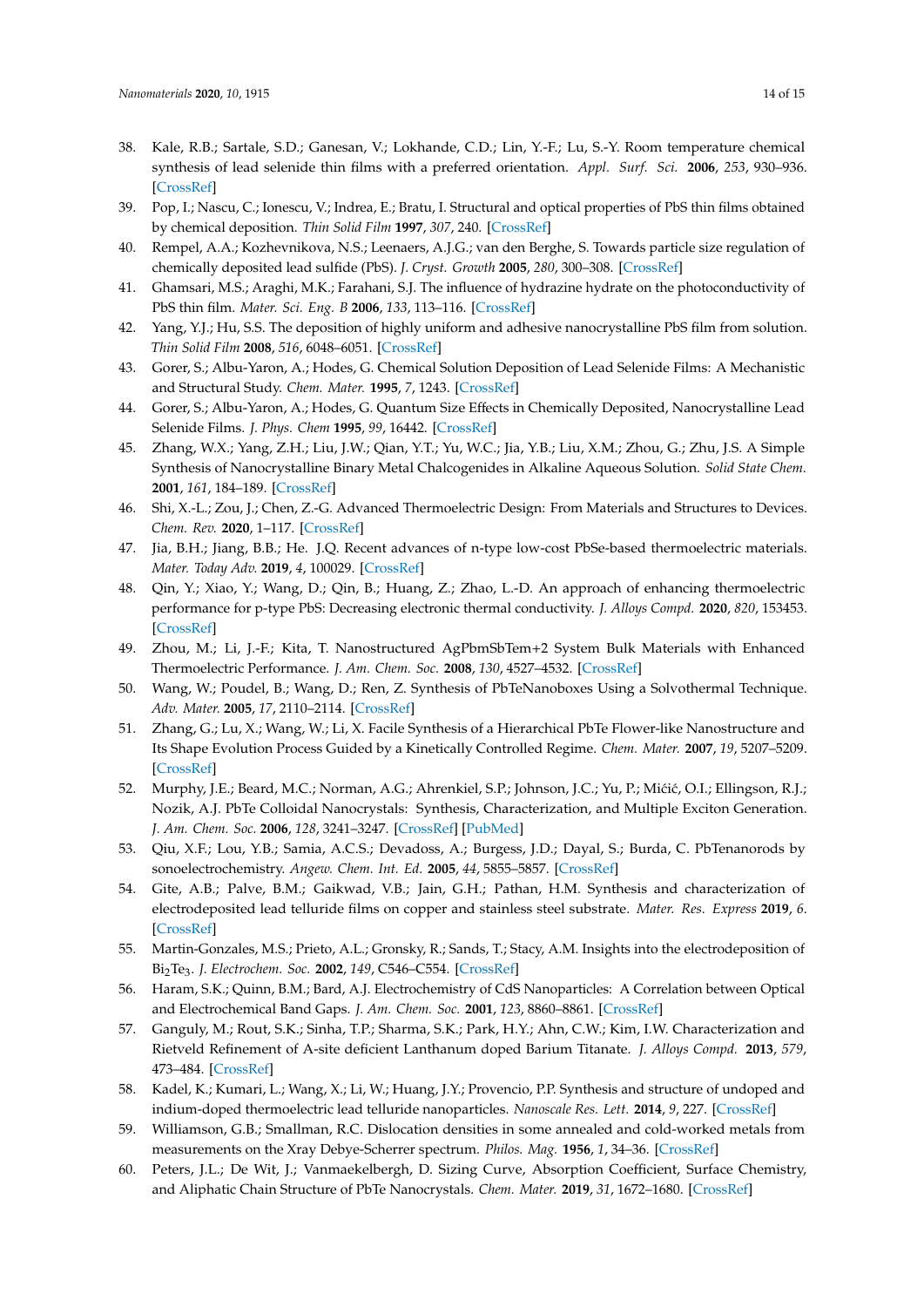38. Kale, R.B.; Sartale, S.D.; Ganesan, V.; Lokhande, C.D.; Lin, Y.-F.; Lu, S.-Y. Room temperature chemical synthesis of lead selenide thin films with a preferred orientation. *Appl. Surf. Sci.* **2006**, *253*, 930–936. [CrossRef]
39. Pop, I.; Nascu, C.; Ionescu, V.; Indrea, E.; Bratu, I. Structural and optical properties of PbS thin films obtained by chemical deposition. *Thin Solid Film* **1997**, *307*, 240. [CrossRef]
40. Rempel, A.A.; Kozhevnikova, N.S.; Leenaers, A.J.G.; van den Berghe, S. Towards particle size regulation of chemically deposited lead sulfide (PbS). *J. Cryst. Growth* **2005**, *280*, 300–308. [CrossRef]
41. Ghamsari, M.S.; Araghi, M.K.; Farahani, S.J. The influence of hydrazine hydrate on the photoconductivity of PbS thin film. *Mater. Sci. Eng. B* **2006**, *133*, 113–116. [CrossRef]
42. Yang, Y.J.; Hu, S.S. The deposition of highly uniform and adhesive nanocrystalline PbS film from solution. *Thin Solid Film* **2008**, *516*, 6048–6051. [CrossRef]
43. Gorer, S.; Albu-Yaron, A.; Hodes, G. Chemical Solution Deposition of Lead Selenide Films: A Mechanistic and Structural Study. *Chem. Mater.* **1995**, *7*, 1243. [CrossRef]
44. Gorer, S.; Albu-Yaron, A.; Hodes, G. Quantum Size Effects in Chemically Deposited, Nanocrystalline Lead Selenide Films. *J. Phys. Chem* **1995**, *99*, 16442. [CrossRef]
45. Zhang, W.X.; Yang, Z.H.; Liu, J.W.; Qian, Y.T.; Yu, W.C.; Jia, Y.B.; Liu, X.M.; Zhou, G.; Zhu, J.S. A Simple Synthesis of Nanocrystalline Binary Metal Chalcogenides in Alkaline Aqueous Solution. *Solid State Chem.* **2001**, *161*, 184–189. [CrossRef]
46. Shi, X.-L.; Zou, J.; Chen, Z.-G. Advanced Thermoelectric Design: From Materials and Structures to Devices. *Chem. Rev.* **2020**, 1–117. [CrossRef]
47. Jia, B.H.; Jiang, B.B.; He. J.Q. Recent advances of n-type low-cost PbSe-based thermoelectric materials. *Mater. Today Adv.* **2019**, *4*, 100029. [CrossRef]
48. Qin, Y.; Xiao, Y.; Wang, D.; Qin, B.; Huang, Z.; Zhao, L.-D. An approach of enhancing thermoelectric performance for p-type PbS: Decreasing electronic thermal conductivity. *J. Alloys Compd.* **2020**, *820*, 153453. [CrossRef]
49. Zhou, M.; Li, J.-F.; Kita, T. Nanostructured AgPbmSbTem+2 System Bulk Materials with Enhanced Thermoelectric Performance. *J. Am. Chem. Soc.* **2008**, *130*, 4527–4532. [CrossRef]
50. Wang, W.; Poudel, B.; Wang, D.; Ren, Z. Synthesis of PbTeNanoboxes Using a Solvothermal Technique. *Adv. Mater.* **2005**, *17*, 2110–2114. [CrossRef]
51. Zhang, G.; Lu, X.; Wang, W.; Li, X. Facile Synthesis of a Hierarchical PbTe Flower-like Nanostructure and Its Shape Evolution Process Guided by a Kinetically Controlled Regime. *Chem. Mater.* **2007**, *19*, 5207–5209. [CrossRef]
52. Murphy, J.E.; Beard, M.C.; Norman, A.G.; Ahrenkiel, S.P.; Johnson, J.C.; Yu, P.; Mićić, O.I.; Ellingson, R.J.; Nozik, A.J. PbTe Colloidal Nanocrystals: Synthesis, Characterization, and Multiple Exciton Generation. *J. Am. Chem. Soc.* **2006**, *128*, 3241–3247. [CrossRef] [PubMed]
53. Qiu, X.F.; Lou, Y.B.; Samia, A.C.S.; Devadoss, A.; Burgess, J.D.; Dayal, S.; Burda, C. PbTenanorods by sonoelectrochemistry. *Angew. Chem. Int. Ed.* **2005**, *44*, 5855–5857. [CrossRef]
54. Gite, A.B.; Palve, B.M.; Gaikwad, V.B.; Jain, G.H.; Pathan, H.M. Synthesis and characterization of electrodeposited lead telluride films on copper and stainless steel substrate. *Mater. Res. Express* **2019**, *6*. [CrossRef]
55. Martin-Gonzales, M.S.; Prieto, A.L.; Gronsky, R.; Sands, T.; Stacy, A.M. Insights into the electrodeposition of $Bi_2Te_3$. *J. Electrochem. Soc.* **2002**, *149*, C546–C554. [CrossRef]
56. Haram, S.K.; Quinn, B.M.; Bard, A.J. Electrochemistry of CdS Nanoparticles: A Correlation between Optical and Electrochemical Band Gaps. *J. Am. Chem. Soc.* **2001**, *123*, 8860–8861. [CrossRef]
57. Ganguly, M.; Rout, S.K.; Sinha, T.P.; Sharma, S.K.; Park, H.Y.; Ahn, C.W.; Kim, I.W. Characterization and Rietveld Refinement of A-site deficient Lanthanum doped Barium Titanate. *J. Alloys Compd.* **2013**, *579*, 473–484. [CrossRef]
58. Kadel, K.; Kumari, L.; Wang, X.; Li, W.; Huang, J.Y.; Provencio, P.P. Synthesis and structure of undoped and indium-doped thermoelectric lead telluride nanoparticles. *Nanoscale Res. Lett.* **2014**, *9*, 227. [CrossRef]
59. Williamson, G.B.; Smallman, R.C. Dislocation densities in some annealed and cold-worked metals from measurements on the Xray Debye-Scherrer spectrum. *Philos. Mag.* **1956**, *1*, 34–36. [CrossRef]
60. Peters, J.L.; De Wit, J.; Vanmaekelbergh, D. Sizing Curve, Absorption Coefficient, Surface Chemistry, and Aliphatic Chain Structure of PbTe Nanocrystals. *Chem. Mater.* **2019**, *31*, 1672–1680. [CrossRef]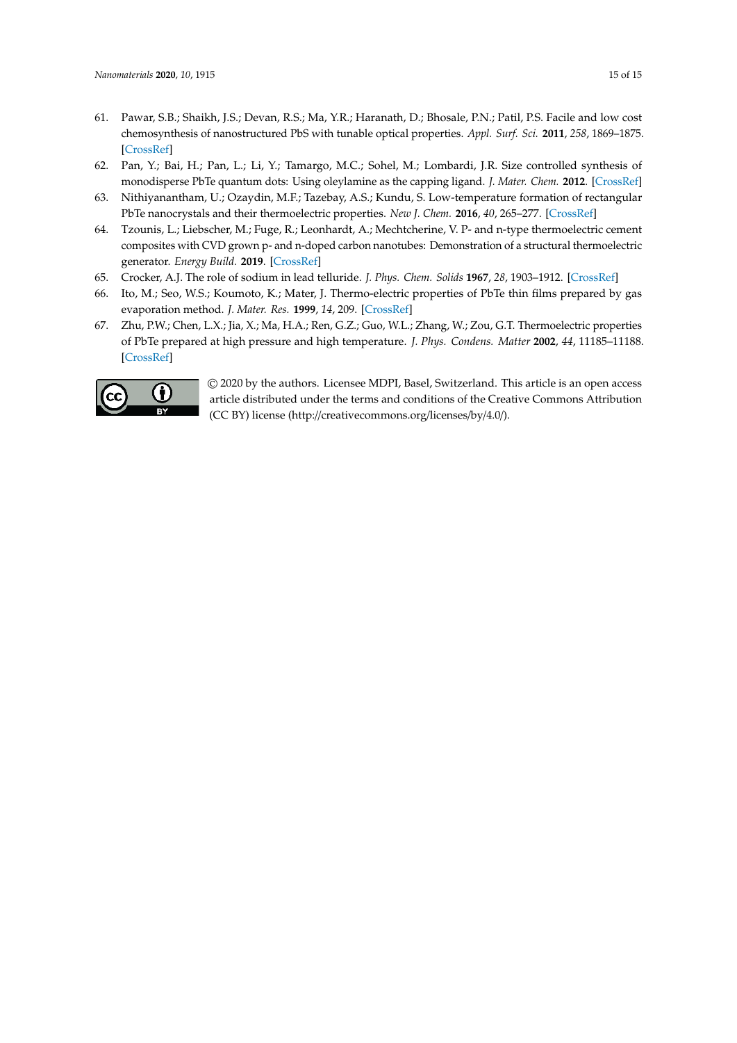61. Pawar, S.B.; Shaikh, J.S.; Devan, R.S.; Ma, Y.R.; Haranath, D.; Bhosale, P.N.; Patil, P.S. Facile and low cost chemosynthesis of nanostructured PbS with tunable optical properties. *Appl. Surf. Sci.* **2011**, *258*, 1869–1875. [CrossRef]
62. Pan, Y.; Bai, H.; Pan, L.; Li, Y.; Tamargo, M.C.; Sohel, M.; Lombardi, J.R. Size controlled synthesis of monodisperse PbTe quantum dots: Using oleylamine as the capping ligand. *J. Mater. Chem.* **2012**. [CrossRef]
63. Nithiyanantham, U.; Ozaydin, M.F.; Tazebay, A.S.; Kundu, S. Low-temperature formation of rectangular PbTe nanocrystals and their thermoelectric properties. *New J. Chem.* **2016**, *40*, 265–277. [CrossRef]
64. Tzounis, L.; Liebscher, M.; Fuge, R.; Leonhardt, A.; Mechtcherine, V. P- and n-type thermoelectric cement composites with CVD grown p- and n-doped carbon nanotubes: Demonstration of a structural thermoelectric generator. *Energy Build.* **2019**. [CrossRef]
65. Crocker, A.J. The role of sodium in lead telluride. *J. Phys. Chem. Solids* **1967**, *28*, 1903–1912. [CrossRef]
66. Ito, M.; Seo, W.S.; Koumoto, K.; Mater, J. Thermo-electric properties of PbTe thin films prepared by gas evaporation method. *J. Mater. Res.* **1999**, *14*, 209. [CrossRef]
67. Zhu, P.W.; Chen, L.X.; Jia, X.; Ma, H.A.; Ren, G.Z.; Guo, W.L.; Zhang, W.; Zou, G.T. Thermoelectric properties of PbTe prepared at high pressure and high temperature. *J. Phys. Condens. Matter* **2002**, *44*, 11185–11188. [CrossRef]

© 2020 by the authors. Licensee MDPI, Basel, Switzerland. This article is an open access article distributed under the terms and conditions of the Creative Commons Attribution (CC BY) license (http://creativecommons.org/licenses/by/4.0/).